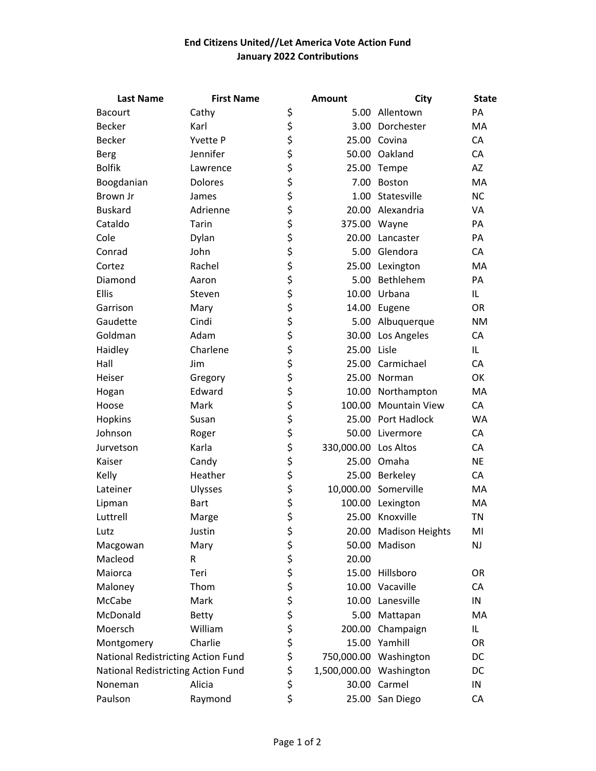**End Citizens United//Let America Vote Action Fund**
**January 2022 Contributions**

| Last Name | First Name | Amount | City | State |
|---|---|---|---|---|
| Bacourt | Cathy | $ 5.00 | Allentown | PA |
| Becker | Karl | $ 3.00 | Dorchester | MA |
| Becker | Yvette P | $ 25.00 | Covina | CA |
| Berg | Jennifer | $ 50.00 | Oakland | CA |
| Bolfik | Lawrence | $ 25.00 | Tempe | AZ |
| Boogdanian | Dolores | $ 7.00 | Boston | MA |
| Brown Jr | James | $ 1.00 | Statesville | NC |
| Buskard | Adrienne | $ 20.00 | Alexandria | VA |
| Cataldo | Tarin | $ 375.00 | Wayne | PA |
| Cole | Dylan | $ 20.00 | Lancaster | PA |
| Conrad | John | $ 5.00 | Glendora | CA |
| Cortez | Rachel | $ 25.00 | Lexington | MA |
| Diamond | Aaron | $ 5.00 | Bethlehem | PA |
| Ellis | Steven | $ 10.00 | Urbana | IL |
| Garrison | Mary | $ 14.00 | Eugene | OR |
| Gaudette | Cindi | $ 5.00 | Albuquerque | NM |
| Goldman | Adam | $ 30.00 | Los Angeles | CA |
| Haidley | Charlene | $ 25.00 | Lisle | IL |
| Hall | Jim | $ 25.00 | Carmichael | CA |
| Heiser | Gregory | $ 25.00 | Norman | OK |
| Hogan | Edward | $ 10.00 | Northampton | MA |
| Hoose | Mark | $ 100.00 | Mountain View | CA |
| Hopkins | Susan | $ 25.00 | Port Hadlock | WA |
| Johnson | Roger | $ 50.00 | Livermore | CA |
| Jurvetson | Karla | $ 330,000.00 | Los Altos | CA |
| Kaiser | Candy | $ 25.00 | Omaha | NE |
| Kelly | Heather | $ 25.00 | Berkeley | CA |
| Lateiner | Ulysses | $ 10,000.00 | Somerville | MA |
| Lipman | Bart | $ 100.00 | Lexington | MA |
| Luttrell | Marge | $ 25.00 | Knoxville | TN |
| Lutz | Justin | $ 20.00 | Madison Heights | MI |
| Macgowan | Mary | $ 50.00 | Madison | NJ |
| Macleod | R | $ 20.00 | | |
| Maiorca | Teri | $ 15.00 | Hillsboro | OR |
| Maloney | Thom | $ 10.00 | Vacaville | CA |
| McCabe | Mark | $ 10.00 | Lanesville | IN |
| McDonald | Betty | $ 5.00 | Mattapan | MA |
| Moersch | William | $ 200.00 | Champaign | IL |
| Montgomery | Charlie | $ 15.00 | Yamhill | OR |
| National Redistricting Action Fund | | $ 750,000.00 | Washington | DC |
| National Redistricting Action Fund | | $ 1,500,000.00 | Washington | DC |
| Noneman | Alicia | $ 30.00 | Carmel | IN |
| Paulson | Raymond | $ 25.00 | San Diego | CA |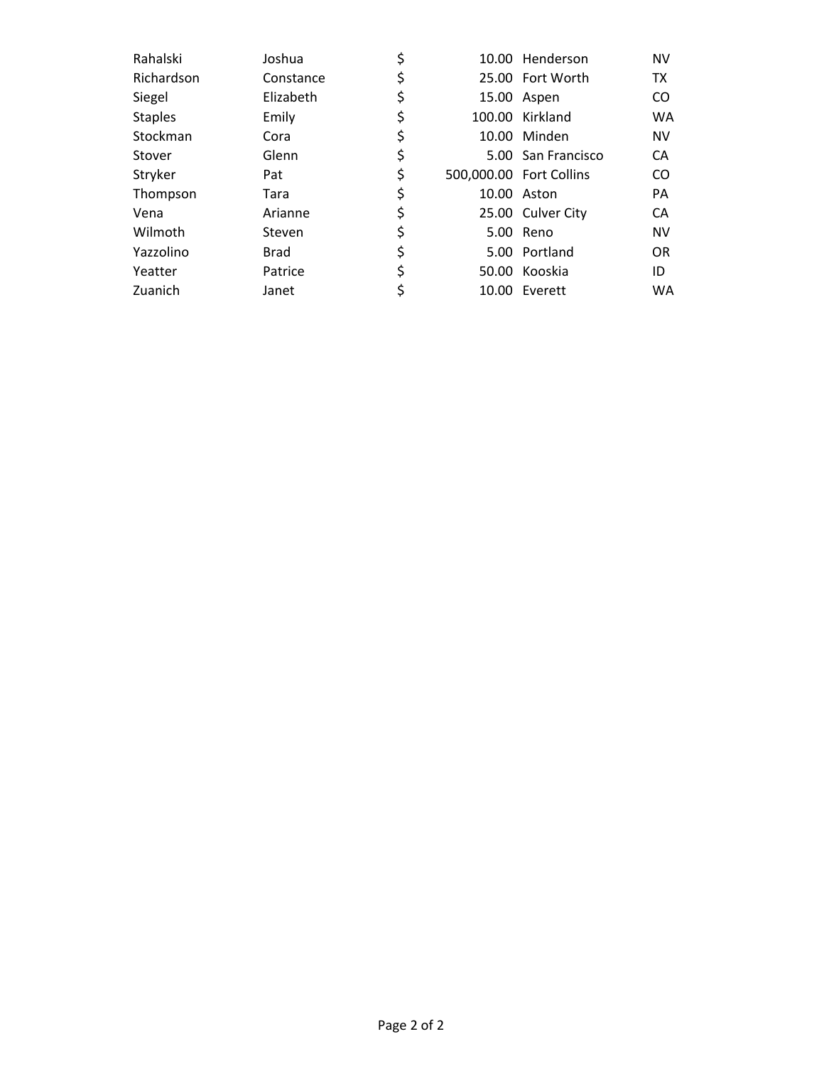| | | | | |
|---|---|---|---|---|
| Rahalski | Joshua | $ 10.00 | Henderson | NV |
| Richardson | Constance | $ 25.00 | Fort Worth | TX |
| Siegel | Elizabeth | $ 15.00 | Aspen | CO |
| Staples | Emily | $ 100.00 | Kirkland | WA |
| Stockman | Cora | $ 10.00 | Minden | NV |
| Stover | Glenn | $ 5.00 | San Francisco | CA |
| Stryker | Pat | $ 500,000.00 | Fort Collins | CO |
| Thompson | Tara | $ 10.00 | Aston | PA |
| Vena | Arianne | $ 25.00 | Culver City | CA |
| Wilmoth | Steven | $ 5.00 | Reno | NV |
| Yazzolino | Brad | $ 5.00 | Portland | OR |
| Yeatter | Patrice | $ 50.00 | Kooskia | ID |
| Zuanich | Janet | $ 10.00 | Everett | WA |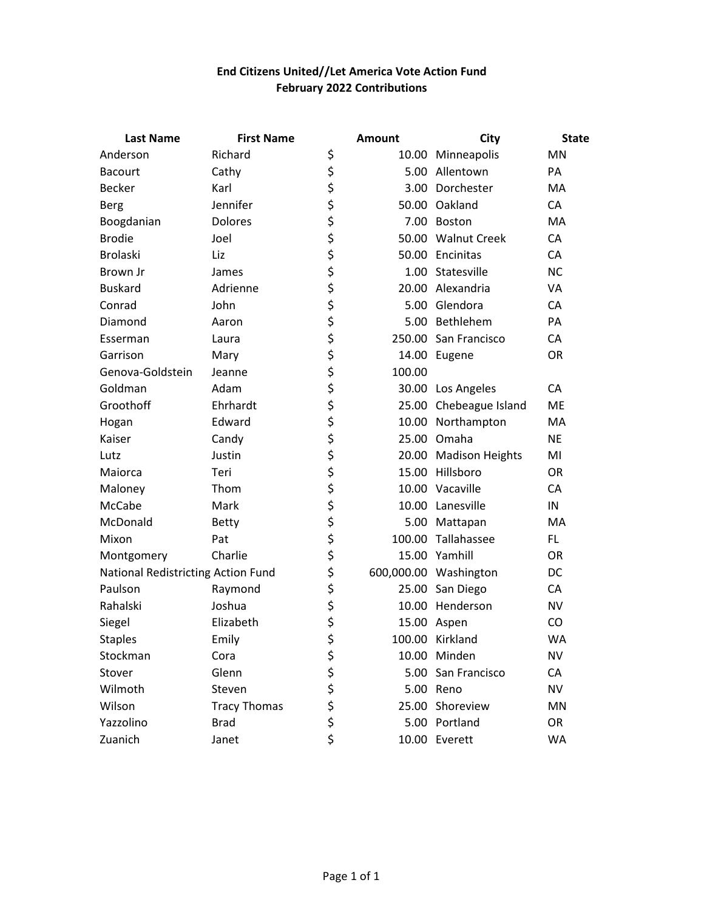**End Citizens United//Let America Vote Action Fund**
**February 2022 Contributions**

| Last Name | First Name | Amount | City | State |
|---|---|---|---|---|
| Anderson | Richard | $ 10.00 | Minneapolis | MN |
| Bacourt | Cathy | $ 5.00 | Allentown | PA |
| Becker | Karl | $ 3.00 | Dorchester | MA |
| Berg | Jennifer | $ 50.00 | Oakland | CA |
| Boogdanian | Dolores | $ 7.00 | Boston | MA |
| Brodie | Joel | $ 50.00 | Walnut Creek | CA |
| Brolaski | Liz | $ 50.00 | Encinitas | CA |
| Brown Jr | James | $ 1.00 | Statesville | NC |
| Buskard | Adrienne | $ 20.00 | Alexandria | VA |
| Conrad | John | $ 5.00 | Glendora | CA |
| Diamond | Aaron | $ 5.00 | Bethlehem | PA |
| Esserman | Laura | $ 250.00 | San Francisco | CA |
| Garrison | Mary | $ 14.00 | Eugene | OR |
| Genova-Goldstein | Jeanne | $ 100.00 | | |
| Goldman | Adam | $ 30.00 | Los Angeles | CA |
| Groothoff | Ehrhardt | $ 25.00 | Chebeague Island | ME |
| Hogan | Edward | $ 10.00 | Northampton | MA |
| Kaiser | Candy | $ 25.00 | Omaha | NE |
| Lutz | Justin | $ 20.00 | Madison Heights | MI |
| Maiorca | Teri | $ 15.00 | Hillsboro | OR |
| Maloney | Thom | $ 10.00 | Vacaville | CA |
| McCabe | Mark | $ 10.00 | Lanesville | IN |
| McDonald | Betty | $ 5.00 | Mattapan | MA |
| Mixon | Pat | $ 100.00 | Tallahassee | FL |
| Montgomery | Charlie | $ 15.00 | Yamhill | OR |
| National Redistricting Action Fund | | $ 600,000.00 | Washington | DC |
| Paulson | Raymond | $ 25.00 | San Diego | CA |
| Rahalski | Joshua | $ 10.00 | Henderson | NV |
| Siegel | Elizabeth | $ 15.00 | Aspen | CO |
| Staples | Emily | $ 100.00 | Kirkland | WA |
| Stockman | Cora | $ 10.00 | Minden | NV |
| Stover | Glenn | $ 5.00 | San Francisco | CA |
| Wilmoth | Steven | $ 5.00 | Reno | NV |
| Wilson | Tracy Thomas | $ 25.00 | Shoreview | MN |
| Yazzolino | Brad | $ 5.00 | Portland | OR |
| Zuanich | Janet | $ 10.00 | Everett | WA |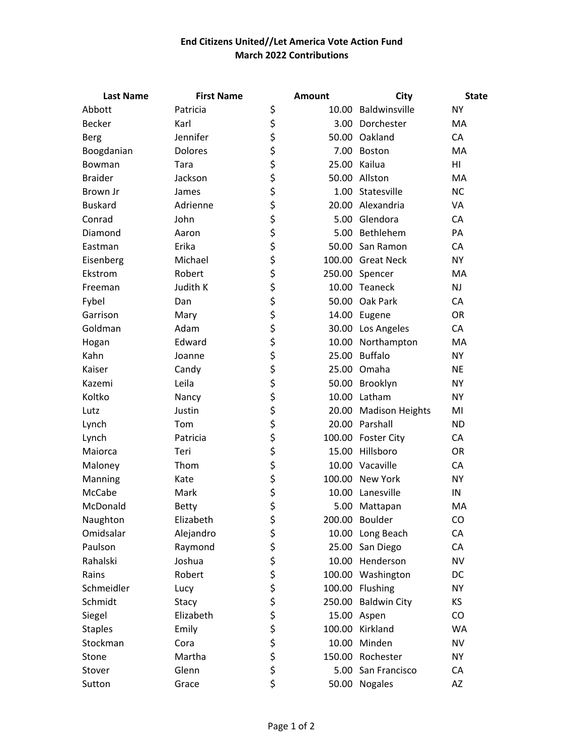**End Citizens United//Let America Vote Action Fund**
**March 2022 Contributions**

| Last Name | First Name | Amount | City | State |
|---|---|---|---|---|
| Abbott | Patricia | $ 10.00 | Baldwinsville | NY |
| Becker | Karl | $ 3.00 | Dorchester | MA |
| Berg | Jennifer | $ 50.00 | Oakland | CA |
| Boogdanian | Dolores | $ 7.00 | Boston | MA |
| Bowman | Tara | $ 25.00 | Kailua | HI |
| Braider | Jackson | $ 50.00 | Allston | MA |
| Brown Jr | James | $ 1.00 | Statesville | NC |
| Buskard | Adrienne | $ 20.00 | Alexandria | VA |
| Conrad | John | $ 5.00 | Glendora | CA |
| Diamond | Aaron | $ 5.00 | Bethlehem | PA |
| Eastman | Erika | $ 50.00 | San Ramon | CA |
| Eisenberg | Michael | $ 100.00 | Great Neck | NY |
| Ekstrom | Robert | $ 250.00 | Spencer | MA |
| Freeman | Judith K | $ 10.00 | Teaneck | NJ |
| Fybel | Dan | $ 50.00 | Oak Park | CA |
| Garrison | Mary | $ 14.00 | Eugene | OR |
| Goldman | Adam | $ 30.00 | Los Angeles | CA |
| Hogan | Edward | $ 10.00 | Northampton | MA |
| Kahn | Joanne | $ 25.00 | Buffalo | NY |
| Kaiser | Candy | $ 25.00 | Omaha | NE |
| Kazemi | Leila | $ 50.00 | Brooklyn | NY |
| Koltko | Nancy | $ 10.00 | Latham | NY |
| Lutz | Justin | $ 20.00 | Madison Heights | MI |
| Lynch | Tom | $ 20.00 | Parshall | ND |
| Lynch | Patricia | $ 100.00 | Foster City | CA |
| Maiorca | Teri | $ 15.00 | Hillsboro | OR |
| Maloney | Thom | $ 10.00 | Vacaville | CA |
| Manning | Kate | $ 100.00 | New York | NY |
| McCabe | Mark | $ 10.00 | Lanesville | IN |
| McDonald | Betty | $ 5.00 | Mattapan | MA |
| Naughton | Elizabeth | $ 200.00 | Boulder | CO |
| Omidsalar | Alejandro | $ 10.00 | Long Beach | CA |
| Paulson | Raymond | $ 25.00 | San Diego | CA |
| Rahalski | Joshua | $ 10.00 | Henderson | NV |
| Rains | Robert | $ 100.00 | Washington | DC |
| Schmeidler | Lucy | $ 100.00 | Flushing | NY |
| Schmidt | Stacy | $ 250.00 | Baldwin City | KS |
| Siegel | Elizabeth | $ 15.00 | Aspen | CO |
| Staples | Emily | $ 100.00 | Kirkland | WA |
| Stockman | Cora | $ 10.00 | Minden | NV |
| Stone | Martha | $ 150.00 | Rochester | NY |
| Stover | Glenn | $ 5.00 | San Francisco | CA |
| Sutton | Grace | $ 50.00 | Nogales | AZ |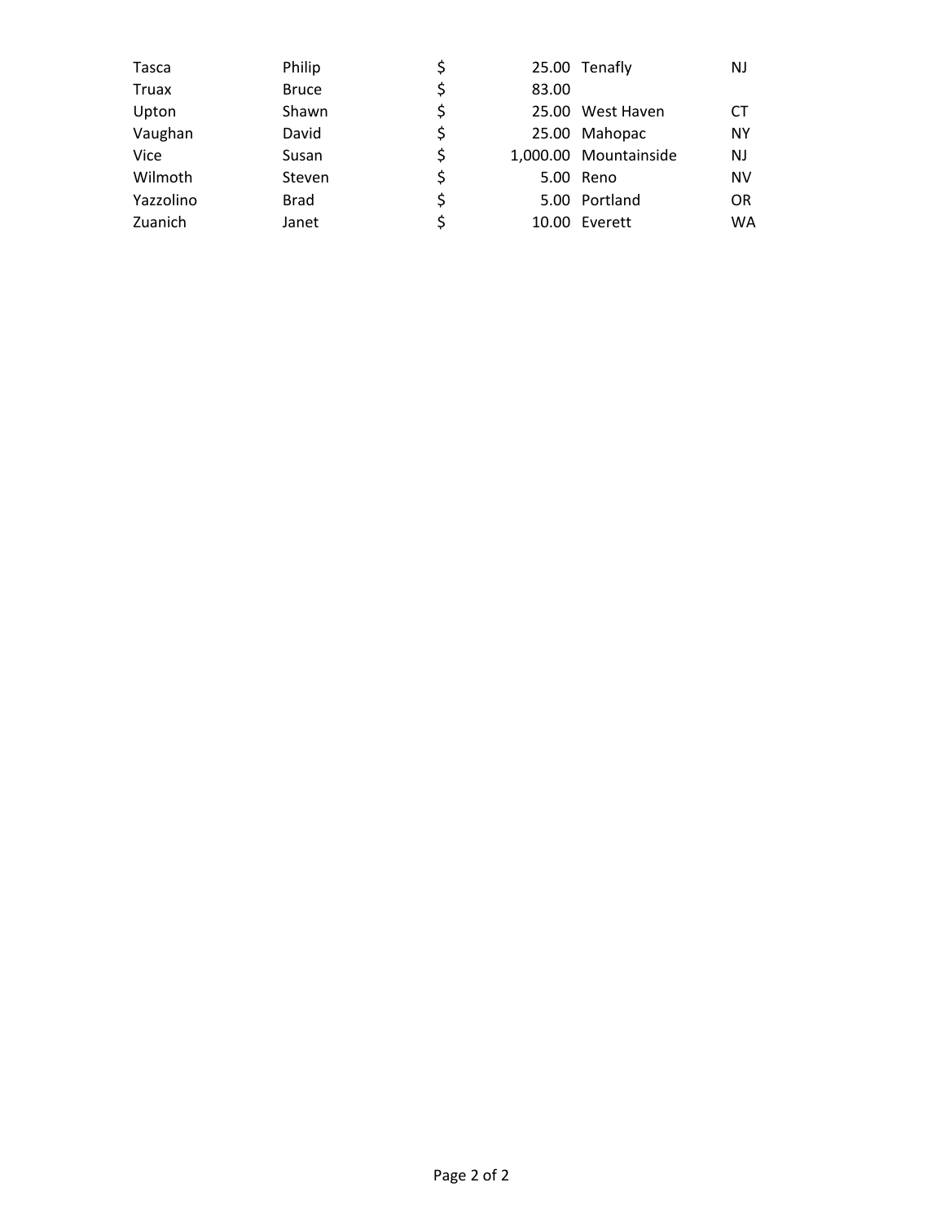| | | | | | |
|---|---|---|---|---|---|
| Tasca | Philip | $ | 25.00 | Tenafly | NJ |
| Truax | Bruce | $ | 83.00 | | |
| Upton | Shawn | $ | 25.00 | West Haven | CT |
| Vaughan | David | $ | 25.00 | Mahopac | NY |
| Vice | Susan | $ | 1,000.00 | Mountainside | NJ |
| Wilmoth | Steven | $ | 5.00 | Reno | NV |
| Yazzolino | Brad | $ | 5.00 | Portland | OR |
| Zuanich | Janet | $ | 10.00 | Everett | WA |